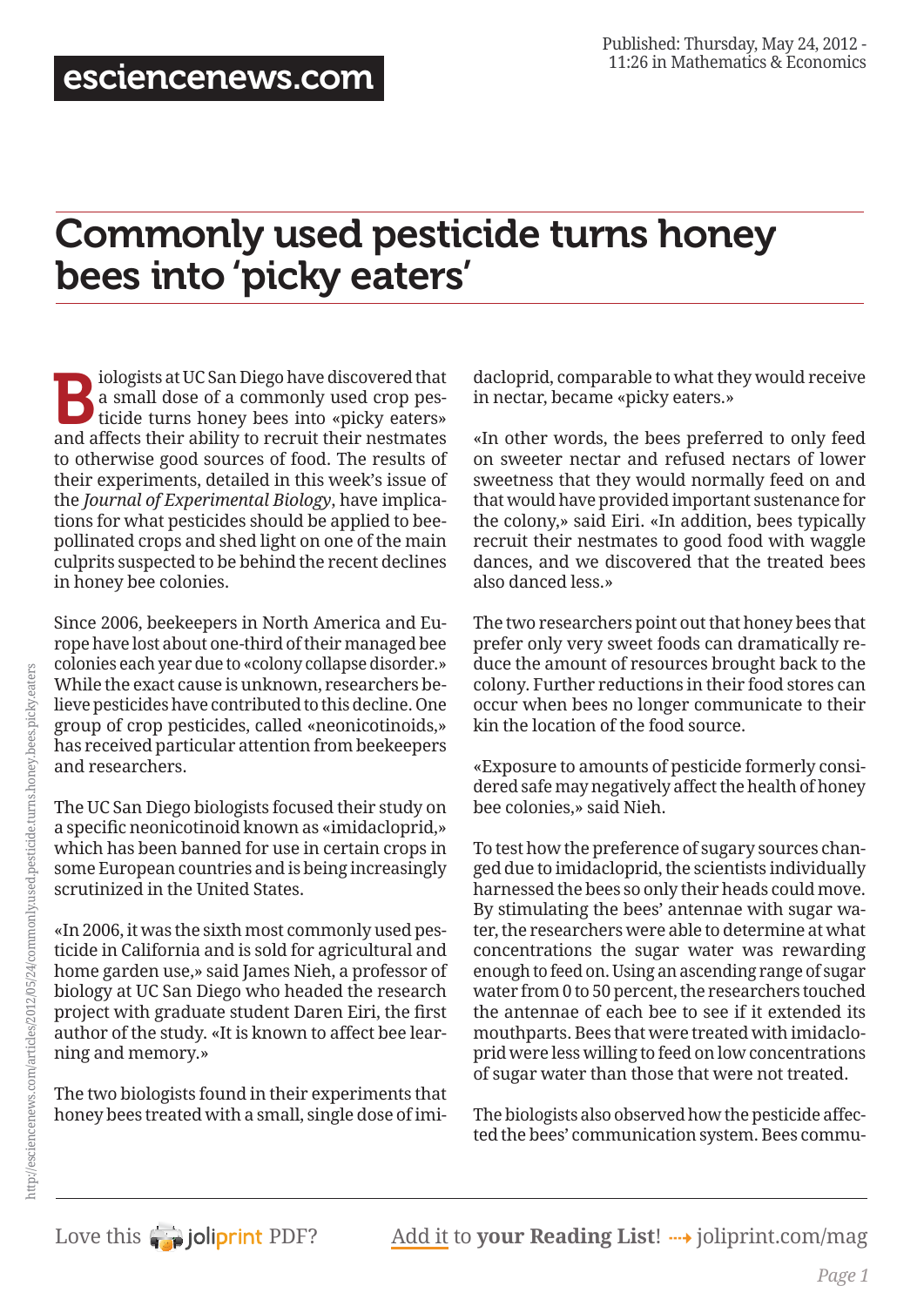# Commonly used pesticide turns honey bees into 'picky eaters'

Biologists at UC San Diego have discovered that a small dose of a commonly used crop pesticide turns honey bees into «picky eaters» and affects their ability to recruit their nestmates to otherwise good sources of food. The results of their experiments, detailed in this week's issue of the *Journal of Experimental Biology*, have implications for what pesticides should be applied to bee-pollinated crops and shed light on one of the main culprits suspected to be behind the recent declines in honey bee colonies.

Since 2006, beekeepers in North America and Europe have lost about one-third of their managed bee colonies each year due to «colony collapse disorder.» While the exact cause is unknown, researchers believe pesticides have contributed to this decline. One group of crop pesticides, called «neonicotinoids,» has received particular attention from beekeepers and researchers.

The UC San Diego biologists focused their study on a specific neonicotinoid known as «imidacloprid,» which has been banned for use in certain crops in some European countries and is being increasingly scrutinized in the United States.

«In 2006, it was the sixth most commonly used pesticide in California and is sold for agricultural and home garden use,» said James Nieh, a professor of biology at UC San Diego who headed the research project with graduate student Daren Eiri, the first author of the study. «It is known to affect bee learning and memory.»

The two biologists found in their experiments that honey bees treated with a small, single dose of imidacloprid, comparable to what they would receive in nectar, became «picky eaters.»

«In other words, the bees preferred to only feed on sweeter nectar and refused nectars of lower sweetness that they would normally feed on and that would have provided important sustenance for the colony,» said Eiri. «In addition, bees typically recruit their nestmates to good food with waggle dances, and we discovered that the treated bees also danced less.»

The two researchers point out that honey bees that prefer only very sweet foods can dramatically reduce the amount of resources brought back to the colony. Further reductions in their food stores can occur when bees no longer communicate to their kin the location of the food source.

«Exposure to amounts of pesticide formerly considered safe may negatively affect the health of honey bee colonies,» said Nieh.

To test how the preference of sugary sources changed due to imidacloprid, the scientists individually harnessed the bees so only their heads could move. By stimulating the bees' antennae with sugar water, the researchers were able to determine at what concentrations the sugar water was rewarding enough to feed on. Using an ascending range of sugar water from 0 to 50 percent, the researchers touched the antennae of each bee to see if it extended its mouthparts. Bees that were treated with imidacloprid were less willing to feed on low concentrations of sugar water than those that were not treated.

The biologists also observed how the pesticide affected the bees' communication system. Bees commu-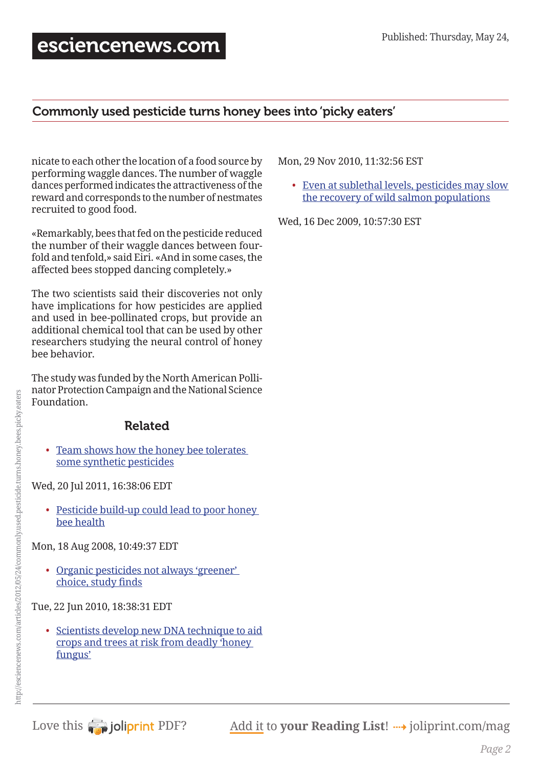nicate to each other the location of a food source by performing waggle dances. The number of waggle dances performed indicates the attractiveness of the reward and corresponds to the number of nestmates recruited to good food.

«Remarkably, bees that fed on the pesticide reduced the number of their waggle dances between four-fold and tenfold,» said Eiri. «And in some cases, the affected bees stopped dancing completely.»

The two scientists said their discoveries not only have implications for how pesticides are applied and used in bee-pollinated crops, but provide an additional chemical tool that can be used by other researchers studying the neural control of honey bee behavior.

The study was funded by the North American Pollinator Protection Campaign and the National Science Foundation.

## Related

- Team shows how the honey bee tolerates some synthetic pesticides

Wed, 20 Jul 2011, 16:38:06 EDT

- Pesticide build-up could lead to poor honey bee health

Mon, 18 Aug 2008, 10:49:37 EDT

- Organic pesticides not always 'greener' choice, study finds

Tue, 22 Jun 2010, 18:38:31 EDT

- Scientists develop new DNA technique to aid crops and trees at risk from deadly 'honey fungus'

Mon, 29 Nov 2010, 11:32:56 EST

- Even at sublethal levels, pesticides may slow the recovery of wild salmon populations

Wed, 16 Dec 2009, 10:57:30 EST